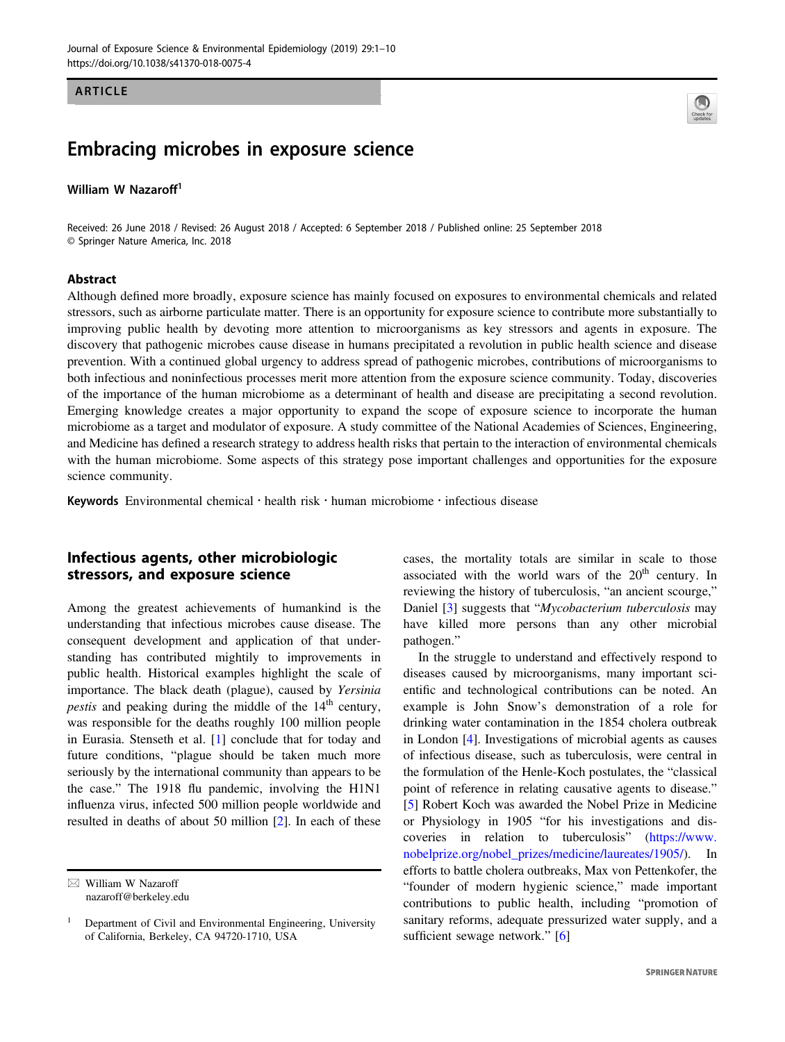ARTICLE

# Embracing microbes in exposure science

William W Nazaroff[1]

Received: 26 June 2018 / Revised: 26 August 2018 / Accepted: 6 September 2018 / Published online: 25 September 2018
© Springer Nature America, Inc. 2018

## Abstract

Although defined more broadly, exposure science has mainly focused on exposures to environmental chemicals and related stressors, such as airborne particulate matter. There is an opportunity for exposure science to contribute more substantially to improving public health by devoting more attention to microorganisms as key stressors and agents in exposure. The discovery that pathogenic microbes cause disease in humans precipitated a revolution in public health science and disease prevention. With a continued global urgency to address spread of pathogenic microbes, contributions of microorganisms to both infectious and noninfectious processes merit more attention from the exposure science community. Today, discoveries of the importance of the human microbiome as a determinant of health and disease are precipitating a second revolution. Emerging knowledge creates a major opportunity to expand the scope of exposure science to incorporate the human microbiome as a target and modulator of exposure. A study committee of the National Academies of Sciences, Engineering, and Medicine has defined a research strategy to address health risks that pertain to the interaction of environmental chemicals with the human microbiome. Some aspects of this strategy pose important challenges and opportunities for the exposure science community.

**Keywords** Environmental chemical · health risk · human microbiome · infectious disease

## Infectious agents, other microbiologic stressors, and exposure science

Among the greatest achievements of humankind is the understanding that infectious microbes cause disease. The consequent development and application of that understanding has contributed mightily to improvements in public health. Historical examples highlight the scale of importance. The black death (plague), caused by *Yersinia pestis* and peaking during the middle of the 14th century, was responsible for the deaths roughly 100 million people in Eurasia. Stenseth et al. [1] conclude that for today and future conditions, "plague should be taken much more seriously by the international community than appears to be the case." The 1918 flu pandemic, involving the H1N1 influenza virus, infected 500 million people worldwide and resulted in deaths of about 50 million [2]. In each of these cases, the mortality totals are similar in scale to those associated with the world wars of the 20th century. In reviewing the history of tuberculosis, "an ancient scourge," Daniel [3] suggests that "*Mycobacterium tuberculosis* may have killed more persons than any other microbial pathogen."

In the struggle to understand and effectively respond to diseases caused by microorganisms, many important scientific and technological contributions can be noted. An example is John Snow's demonstration of a role for drinking water contamination in the 1854 cholera outbreak in London [4]. Investigations of microbial agents as causes of infectious disease, such as tuberculosis, were central in the formulation of the Henle-Koch postulates, the "classical point of reference in relating causative agents to disease." [5] Robert Koch was awarded the Nobel Prize in Medicine or Physiology in 1905 "for his investigations and discoveries in relation to tuberculosis" (https://www.nobelprize.org/nobel_prizes/medicine/laureates/1905/). In efforts to battle cholera outbreaks, Max von Pettenkofer, the "founder of modern hygienic science," made important contributions to public health, including "promotion of sanitary reforms, adequate pressurized water supply, and a sufficient sewage network." [6]

✉ William W Nazaroff
nazaroff@berkeley.edu

[1] Department of Civil and Environmental Engineering, University of California, Berkeley, CA 94720-1710, USA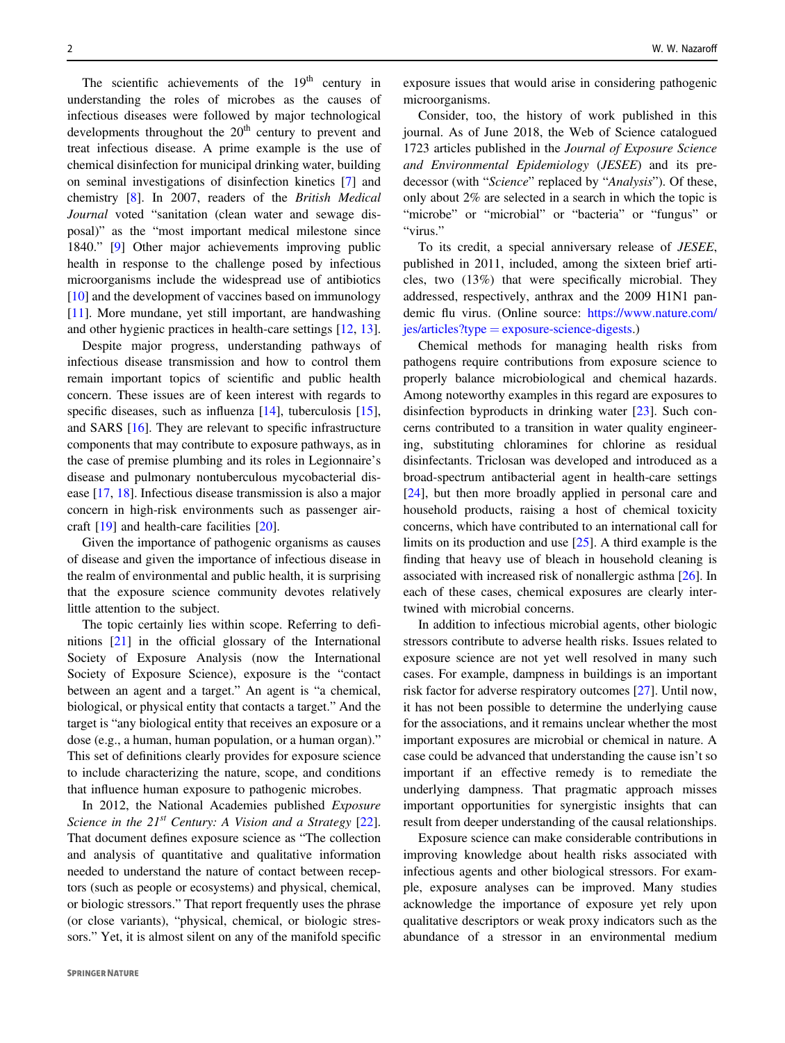The scientific achievements of the 19th century in understanding the roles of microbes as the causes of infectious diseases were followed by major technological developments throughout the 20th century to prevent and treat infectious disease. A prime example is the use of chemical disinfection for municipal drinking water, building on seminal investigations of disinfection kinetics [7] and chemistry [8]. In 2007, readers of the *British Medical Journal* voted "sanitation (clean water and sewage disposal)" as the "most important medical milestone since 1840." [9] Other major achievements improving public health in response to the challenge posed by infectious microorganisms include the widespread use of antibiotics [10] and the development of vaccines based on immunology [11]. More mundane, yet still important, are handwashing and other hygienic practices in health-care settings [12, 13].

Despite major progress, understanding pathways of infectious disease transmission and how to control them remain important topics of scientific and public health concern. These issues are of keen interest with regards to specific diseases, such as influenza [14], tuberculosis [15], and SARS [16]. They are relevant to specific infrastructure components that may contribute to exposure pathways, as in the case of premise plumbing and its roles in Legionnaire's disease and pulmonary nontuberculous mycobacterial disease [17, 18]. Infectious disease transmission is also a major concern in high-risk environments such as passenger aircraft [19] and health-care facilities [20].

Given the importance of pathogenic organisms as causes of disease and given the importance of infectious disease in the realm of environmental and public health, it is surprising that the exposure science community devotes relatively little attention to the subject.

The topic certainly lies within scope. Referring to definitions [21] in the official glossary of the International Society of Exposure Analysis (now the International Society of Exposure Science), exposure is the "contact between an agent and a target." An agent is "a chemical, biological, or physical entity that contacts a target." And the target is "any biological entity that receives an exposure or a dose (e.g., a human, human population, or a human organ)." This set of definitions clearly provides for exposure science to include characterizing the nature, scope, and conditions that influence human exposure to pathogenic microbes.

In 2012, the National Academies published *Exposure Science in the 21st Century: A Vision and a Strategy* [22]. That document defines exposure science as "The collection and analysis of quantitative and qualitative information needed to understand the nature of contact between receptors (such as people or ecosystems) and physical, chemical, or biologic stressors." That report frequently uses the phrase (or close variants), "physical, chemical, or biologic stressors." Yet, it is almost silent on any of the manifold specific exposure issues that would arise in considering pathogenic microorganisms.

Consider, too, the history of work published in this journal. As of June 2018, the Web of Science catalogued 1723 articles published in the *Journal of Exposure Science and Environmental Epidemiology* (*JESEE*) and its predecessor (with "*Science*" replaced by "*Analysis*"). Of these, only about 2% are selected in a search in which the topic is "microbe" or "microbial" or "bacteria" or "fungus" or "virus."

To its credit, a special anniversary release of *JESEE*, published in 2011, included, among the sixteen brief articles, two (13%) that were specifically microbial. They addressed, respectively, anthrax and the 2009 H1N1 pandemic flu virus. (Online source: https://www.nature.com/jes/articles?type = exposure-science-digests.)

Chemical methods for managing health risks from pathogens require contributions from exposure science to properly balance microbiological and chemical hazards. Among noteworthy examples in this regard are exposures to disinfection byproducts in drinking water [23]. Such concerns contributed to a transition in water quality engineering, substituting chloramines for chlorine as residual disinfectants. Triclosan was developed and introduced as a broad-spectrum antibacterial agent in health-care settings [24], but then more broadly applied in personal care and household products, raising a host of chemical toxicity concerns, which have contributed to an international call for limits on its production and use [25]. A third example is the finding that heavy use of bleach in household cleaning is associated with increased risk of nonallergic asthma [26]. In each of these cases, chemical exposures are clearly intertwined with microbial concerns.

In addition to infectious microbial agents, other biologic stressors contribute to adverse health risks. Issues related to exposure science are not yet well resolved in many such cases. For example, dampness in buildings is an important risk factor for adverse respiratory outcomes [27]. Until now, it has not been possible to determine the underlying cause for the associations, and it remains unclear whether the most important exposures are microbial or chemical in nature. A case could be advanced that understanding the cause isn't so important if an effective remedy is to remediate the underlying dampness. That pragmatic approach misses important opportunities for synergistic insights that can result from deeper understanding of the causal relationships.

Exposure science can make considerable contributions in improving knowledge about health risks associated with infectious agents and other biological stressors. For example, exposure analyses can be improved. Many studies acknowledge the importance of exposure yet rely upon qualitative descriptors or weak proxy indicators such as the abundance of a stressor in an environmental medium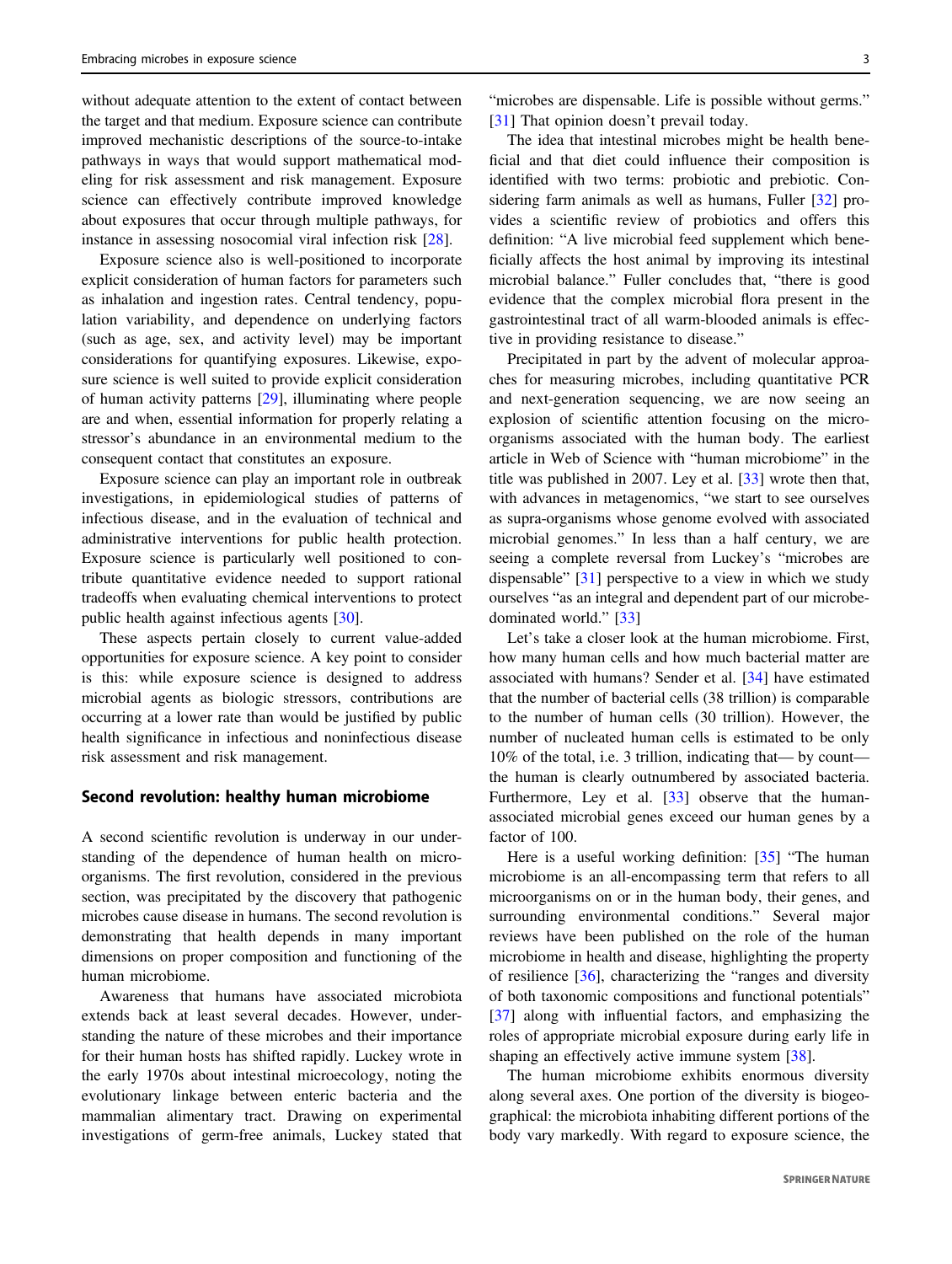without adequate attention to the extent of contact between the target and that medium. Exposure science can contribute improved mechanistic descriptions of the source-to-intake pathways in ways that would support mathematical modeling for risk assessment and risk management. Exposure science can effectively contribute improved knowledge about exposures that occur through multiple pathways, for instance in assessing nosocomial viral infection risk [28].

Exposure science also is well-positioned to incorporate explicit consideration of human factors for parameters such as inhalation and ingestion rates. Central tendency, population variability, and dependence on underlying factors (such as age, sex, and activity level) may be important considerations for quantifying exposures. Likewise, exposure science is well suited to provide explicit consideration of human activity patterns [29], illuminating where people are and when, essential information for properly relating a stressor's abundance in an environmental medium to the consequent contact that constitutes an exposure.

Exposure science can play an important role in outbreak investigations, in epidemiological studies of patterns of infectious disease, and in the evaluation of technical and administrative interventions for public health protection. Exposure science is particularly well positioned to contribute quantitative evidence needed to support rational tradeoffs when evaluating chemical interventions to protect public health against infectious agents [30].

These aspects pertain closely to current value-added opportunities for exposure science. A key point to consider is this: while exposure science is designed to address microbial agents as biologic stressors, contributions are occurring at a lower rate than would be justified by public health significance in infectious and noninfectious disease risk assessment and risk management.

## Second revolution: healthy human microbiome

A second scientific revolution is underway in our understanding of the dependence of human health on microorganisms. The first revolution, considered in the previous section, was precipitated by the discovery that pathogenic microbes cause disease in humans. The second revolution is demonstrating that health depends in many important dimensions on proper composition and functioning of the human microbiome.

Awareness that humans have associated microbiota extends back at least several decades. However, understanding the nature of these microbes and their importance for their human hosts has shifted rapidly. Luckey wrote in the early 1970s about intestinal microecology, noting the evolutionary linkage between enteric bacteria and the mammalian alimentary tract. Drawing on experimental investigations of germ-free animals, Luckey stated that "microbes are dispensable. Life is possible without germs." [31] That opinion doesn't prevail today.

The idea that intestinal microbes might be health beneficial and that diet could influence their composition is identified with two terms: probiotic and prebiotic. Considering farm animals as well as humans, Fuller [32] provides a scientific review of probiotics and offers this definition: "A live microbial feed supplement which beneficially affects the host animal by improving its intestinal microbial balance." Fuller concludes that, "there is good evidence that the complex microbial flora present in the gastrointestinal tract of all warm-blooded animals is effective in providing resistance to disease."

Precipitated in part by the advent of molecular approaches for measuring microbes, including quantitative PCR and next-generation sequencing, we are now seeing an explosion of scientific attention focusing on the microorganisms associated with the human body. The earliest article in Web of Science with "human microbiome" in the title was published in 2007. Ley et al. [33] wrote then that, with advances in metagenomics, "we start to see ourselves as supra-organisms whose genome evolved with associated microbial genomes." In less than a half century, we are seeing a complete reversal from Luckey's "microbes are dispensable" [31] perspective to a view in which we study ourselves "as an integral and dependent part of our microbe-dominated world." [33]

Let's take a closer look at the human microbiome. First, how many human cells and how much bacterial matter are associated with humans? Sender et al. [34] have estimated that the number of bacterial cells (38 trillion) is comparable to the number of human cells (30 trillion). However, the number of nucleated human cells is estimated to be only 10% of the total, i.e. 3 trillion, indicating that— by count— the human is clearly outnumbered by associated bacteria. Furthermore, Ley et al. [33] observe that the human-associated microbial genes exceed our human genes by a factor of 100.

Here is a useful working definition: [35] "The human microbiome is an all-encompassing term that refers to all microorganisms on or in the human body, their genes, and surrounding environmental conditions." Several major reviews have been published on the role of the human microbiome in health and disease, highlighting the property of resilience [36], characterizing the "ranges and diversity of both taxonomic compositions and functional potentials" [37] along with influential factors, and emphasizing the roles of appropriate microbial exposure during early life in shaping an effectively active immune system [38].

The human microbiome exhibits enormous diversity along several axes. One portion of the diversity is biogeographical: the microbiota inhabiting different portions of the body vary markedly. With regard to exposure science, the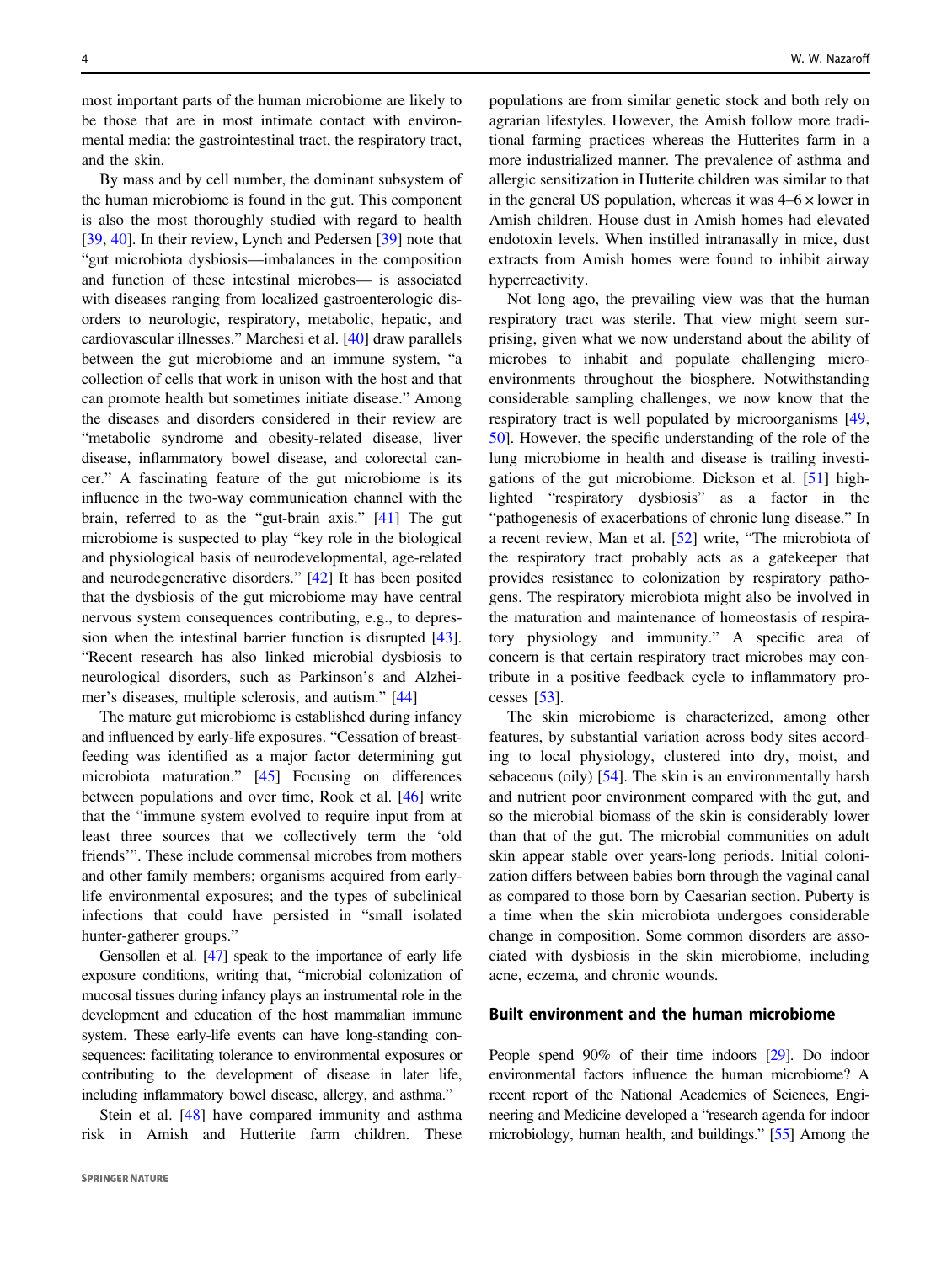most important parts of the human microbiome are likely to be those that are in most intimate contact with environmental media: the gastrointestinal tract, the respiratory tract, and the skin.

By mass and by cell number, the dominant subsystem of the human microbiome is found in the gut. This component is also the most thoroughly studied with regard to health [39, 40]. In their review, Lynch and Pedersen [39] note that "gut microbiota dysbiosis—imbalances in the composition and function of these intestinal microbes— is associated with diseases ranging from localized gastroenterologic disorders to neurologic, respiratory, metabolic, hepatic, and cardiovascular illnesses." Marchesi et al. [40] draw parallels between the gut microbiome and an immune system, "a collection of cells that work in unison with the host and that can promote health but sometimes initiate disease." Among the diseases and disorders considered in their review are "metabolic syndrome and obesity-related disease, liver disease, inflammatory bowel disease, and colorectal cancer." A fascinating feature of the gut microbiome is its influence in the two-way communication channel with the brain, referred to as the "gut-brain axis." [41] The gut microbiome is suspected to play "key role in the biological and physiological basis of neurodevelopmental, age-related and neurodegenerative disorders." [42] It has been posited that the dysbiosis of the gut microbiome may have central nervous system consequences contributing, e.g., to depression when the intestinal barrier function is disrupted [43]. "Recent research has also linked microbial dysbiosis to neurological disorders, such as Parkinson's and Alzheimer's diseases, multiple sclerosis, and autism." [44]

The mature gut microbiome is established during infancy and influenced by early-life exposures. "Cessation of breastfeeding was identified as a major factor determining gut microbiota maturation." [45] Focusing on differences between populations and over time, Rook et al. [46] write that the "immune system evolved to require input from at least three sources that we collectively term the 'old friends'". These include commensal microbes from mothers and other family members; organisms acquired from early-life environmental exposures; and the types of subclinical infections that could have persisted in "small isolated hunter-gatherer groups."

Gensollen et al. [47] speak to the importance of early life exposure conditions, writing that, "microbial colonization of mucosal tissues during infancy plays an instrumental role in the development and education of the host mammalian immune system. These early-life events can have long-standing consequences: facilitating tolerance to environmental exposures or contributing to the development of disease in later life, including inflammatory bowel disease, allergy, and asthma."

Stein et al. [48] have compared immunity and asthma risk in Amish and Hutterite farm children. These populations are from similar genetic stock and both rely on agrarian lifestyles. However, the Amish follow more traditional farming practices whereas the Hutterites farm in a more industrialized manner. The prevalence of asthma and allergic sensitization in Hutterite children was similar to that in the general US population, whereas it was 4–6 × lower in Amish children. House dust in Amish homes had elevated endotoxin levels. When instilled intranasally in mice, dust extracts from Amish homes were found to inhibit airway hyperreactivity.

Not long ago, the prevailing view was that the human respiratory tract was sterile. That view might seem surprising, given what we now understand about the ability of microbes to inhabit and populate challenging microenvironments throughout the biosphere. Notwithstanding considerable sampling challenges, we now know that the respiratory tract is well populated by microorganisms [49, 50]. However, the specific understanding of the role of the lung microbiome in health and disease is trailing investigations of the gut microbiome. Dickson et al. [51] highlighted "respiratory dysbiosis" as a factor in the "pathogenesis of exacerbations of chronic lung disease." In a recent review, Man et al. [52] write, "The microbiota of the respiratory tract probably acts as a gatekeeper that provides resistance to colonization by respiratory pathogens. The respiratory microbiota might also be involved in the maturation and maintenance of homeostasis of respiratory physiology and immunity." A specific area of concern is that certain respiratory tract microbes may contribute in a positive feedback cycle to inflammatory processes [53].

The skin microbiome is characterized, among other features, by substantial variation across body sites according to local physiology, clustered into dry, moist, and sebaceous (oily) [54]. The skin is an environmentally harsh and nutrient poor environment compared with the gut, and so the microbial biomass of the skin is considerably lower than that of the gut. The microbial communities on adult skin appear stable over years-long periods. Initial colonization differs between babies born through the vaginal canal as compared to those born by Caesarian section. Puberty is a time when the skin microbiota undergoes considerable change in composition. Some common disorders are associated with dysbiosis in the skin microbiome, including acne, eczema, and chronic wounds.

## Built environment and the human microbiome

People spend 90% of their time indoors [29]. Do indoor environmental factors influence the human microbiome? A recent report of the National Academies of Sciences, Engineering and Medicine developed a "research agenda for indoor microbiology, human health, and buildings." [55] Among the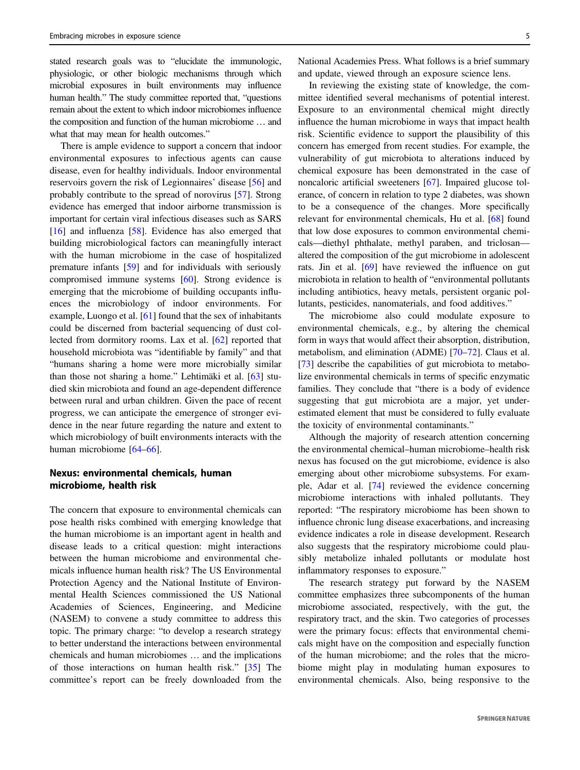stated research goals was to "elucidate the immunologic, physiologic, or other biologic mechanisms through which microbial exposures in built environments may influence human health." The study committee reported that, "questions remain about the extent to which indoor microbiomes influence the composition and function of the human microbiome … and what that may mean for health outcomes."

There is ample evidence to support a concern that indoor environmental exposures to infectious agents can cause disease, even for healthy individuals. Indoor environmental reservoirs govern the risk of Legionnaires' disease [56] and probably contribute to the spread of norovirus [57]. Strong evidence has emerged that indoor airborne transmission is important for certain viral infectious diseases such as SARS [16] and influenza [58]. Evidence has also emerged that building microbiological factors can meaningfully interact with the human microbiome in the case of hospitalized premature infants [59] and for individuals with seriously compromised immune systems [60]. Strong evidence is emerging that the microbiome of building occupants influences the microbiology of indoor environments. For example, Luongo et al. [61] found that the sex of inhabitants could be discerned from bacterial sequencing of dust collected from dormitory rooms. Lax et al. [62] reported that household microbiota was "identifiable by family" and that "humans sharing a home were more microbially similar than those not sharing a home." Lehtimäki et al. [63] studied skin microbiota and found an age-dependent difference between rural and urban children. Given the pace of recent progress, we can anticipate the emergence of stronger evidence in the near future regarding the nature and extent to which microbiology of built environments interacts with the human microbiome [64–66].

## Nexus: environmental chemicals, human microbiome, health risk

The concern that exposure to environmental chemicals can pose health risks combined with emerging knowledge that the human microbiome is an important agent in health and disease leads to a critical question: might interactions between the human microbiome and environmental chemicals influence human health risk? The US Environmental Protection Agency and the National Institute of Environmental Health Sciences commissioned the US National Academies of Sciences, Engineering, and Medicine (NASEM) to convene a study committee to address this topic. The primary charge: "to develop a research strategy to better understand the interactions between environmental chemicals and human microbiomes … and the implications of those interactions on human health risk." [35] The committee's report can be freely downloaded from the National Academies Press. What follows is a brief summary and update, viewed through an exposure science lens.

In reviewing the existing state of knowledge, the committee identified several mechanisms of potential interest. Exposure to an environmental chemical might directly influence the human microbiome in ways that impact health risk. Scientific evidence to support the plausibility of this concern has emerged from recent studies. For example, the vulnerability of gut microbiota to alterations induced by chemical exposure has been demonstrated in the case of noncaloric artificial sweeteners [67]. Impaired glucose tolerance, of concern in relation to type 2 diabetes, was shown to be a consequence of the changes. More specifically relevant for environmental chemicals, Hu et al. [68] found that low dose exposures to common environmental chemicals—diethyl phthalate, methyl paraben, and triclosan—altered the composition of the gut microbiome in adolescent rats. Jin et al. [69] have reviewed the influence on gut microbiota in relation to health of "environmental pollutants including antibiotics, heavy metals, persistent organic pollutants, pesticides, nanomaterials, and food additives."

The microbiome also could modulate exposure to environmental chemicals, e.g., by altering the chemical form in ways that would affect their absorption, distribution, metabolism, and elimination (ADME) [70–72]. Claus et al. [73] describe the capabilities of gut microbiota to metabolize environmental chemicals in terms of specific enzymatic families. They conclude that "there is a body of evidence suggesting that gut microbiota are a major, yet underestimated element that must be considered to fully evaluate the toxicity of environmental contaminants."

Although the majority of research attention concerning the environmental chemical–human microbiome–health risk nexus has focused on the gut microbiome, evidence is also emerging about other microbiome subsystems. For example, Adar et al. [74] reviewed the evidence concerning microbiome interactions with inhaled pollutants. They reported: "The respiratory microbiome has been shown to influence chronic lung disease exacerbations, and increasing evidence indicates a role in disease development. Research also suggests that the respiratory microbiome could plausibly metabolize inhaled pollutants or modulate host inflammatory responses to exposure."

The research strategy put forward by the NASEM committee emphasizes three subcomponents of the human microbiome associated, respectively, with the gut, the respiratory tract, and the skin. Two categories of processes were the primary focus: effects that environmental chemicals might have on the composition and especially function of the human microbiome; and the roles that the microbiome might play in modulating human exposures to environmental chemicals. Also, being responsive to the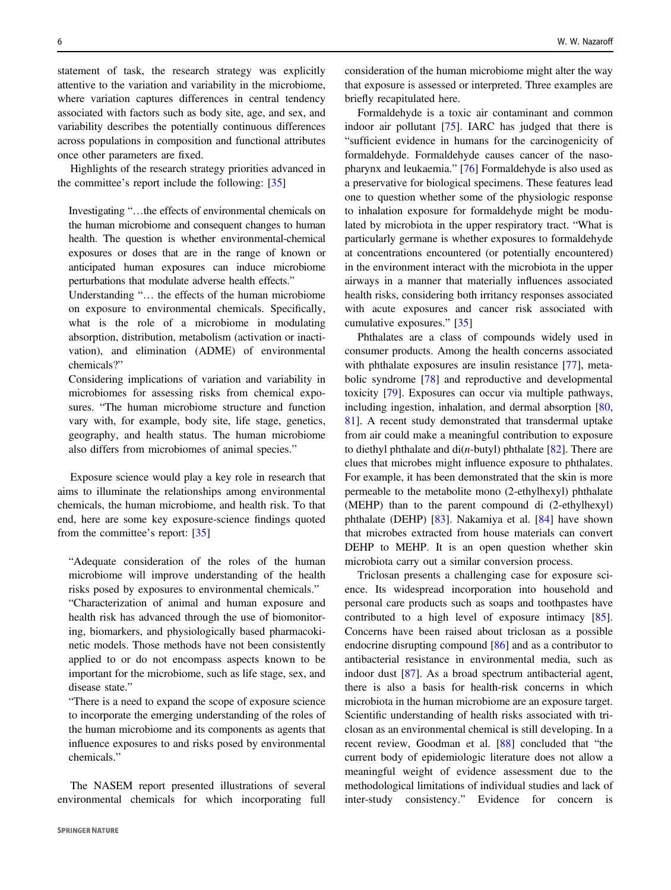statement of task, the research strategy was explicitly attentive to the variation and variability in the microbiome, where variation captures differences in central tendency associated with factors such as body site, age, and sex, and variability describes the potentially continuous differences across populations in composition and functional attributes once other parameters are fixed.

Highlights of the research strategy priorities advanced in the committee's report include the following: [35]

> Investigating "…the effects of environmental chemicals on the human microbiome and consequent changes to human health. The question is whether environmental-chemical exposures or doses that are in the range of known or anticipated human exposures can induce microbiome perturbations that modulate adverse health effects."
>
> Understanding "… the effects of the human microbiome on exposure to environmental chemicals. Specifically, what is the role of a microbiome in modulating absorption, distribution, metabolism (activation or inactivation), and elimination (ADME) of environmental chemicals?"
>
> Considering implications of variation and variability in microbiomes for assessing risks from chemical exposures. "The human microbiome structure and function vary with, for example, body site, life stage, genetics, geography, and health status. The human microbiome also differs from microbiomes of animal species."

Exposure science would play a key role in research that aims to illuminate the relationships among environmental chemicals, the human microbiome, and health risk. To that end, here are some key exposure-science findings quoted from the committee's report: [35]

> "Adequate consideration of the roles of the human microbiome will improve understanding of the health risks posed by exposures to environmental chemicals."
>
> "Characterization of animal and human exposure and health risk has advanced through the use of biomonitoring, biomarkers, and physiologically based pharmacokinetic models. Those methods have not been consistently applied to or do not encompass aspects known to be important for the microbiome, such as life stage, sex, and disease state."
>
> "There is a need to expand the scope of exposure science to incorporate the emerging understanding of the roles of the human microbiome and its components as agents that influence exposures to and risks posed by environmental chemicals."

The NASEM report presented illustrations of several environmental chemicals for which incorporating full consideration of the human microbiome might alter the way that exposure is assessed or interpreted. Three examples are briefly recapitulated here.

Formaldehyde is a toxic air contaminant and common indoor air pollutant [75]. IARC has judged that there is "sufficient evidence in humans for the carcinogenicity of formaldehyde. Formaldehyde causes cancer of the nasopharynx and leukaemia." [76] Formaldehyde is also used as a preservative for biological specimens. These features lead one to question whether some of the physiologic response to inhalation exposure for formaldehyde might be modulated by microbiota in the upper respiratory tract. "What is particularly germane is whether exposures to formaldehyde at concentrations encountered (or potentially encountered) in the environment interact with the microbiota in the upper airways in a manner that materially influences associated health risks, considering both irritancy responses associated with acute exposures and cancer risk associated with cumulative exposures." [35]

Phthalates are a class of compounds widely used in consumer products. Among the health concerns associated with phthalate exposures are insulin resistance [77], metabolic syndrome [78] and reproductive and developmental toxicity [79]. Exposures can occur via multiple pathways, including ingestion, inhalation, and dermal absorption [80, 81]. A recent study demonstrated that transdermal uptake from air could make a meaningful contribution to exposure to diethyl phthalate and di(*n*-butyl) phthalate [82]. There are clues that microbes might influence exposure to phthalates. For example, it has been demonstrated that the skin is more permeable to the metabolite mono (2-ethylhexyl) phthalate (MEHP) than to the parent compound di (2-ethylhexyl) phthalate (DEHP) [83]. Nakamiya et al. [84] have shown that microbes extracted from house materials can convert DEHP to MEHP. It is an open question whether skin microbiota carry out a similar conversion process.

Triclosan presents a challenging case for exposure science. Its widespread incorporation into household and personal care products such as soaps and toothpastes have contributed to a high level of exposure intimacy [85]. Concerns have been raised about triclosan as a possible endocrine disrupting compound [86] and as a contributor to antibacterial resistance in environmental media, such as indoor dust [87]. As a broad spectrum antibacterial agent, there is also a basis for health-risk concerns in which microbiota in the human microbiome are an exposure target. Scientific understanding of health risks associated with triclosan as an environmental chemical is still developing. In a recent review, Goodman et al. [88] concluded that "the current body of epidemiologic literature does not allow a meaningful weight of evidence assessment due to the methodological limitations of individual studies and lack of inter-study consistency." Evidence for concern is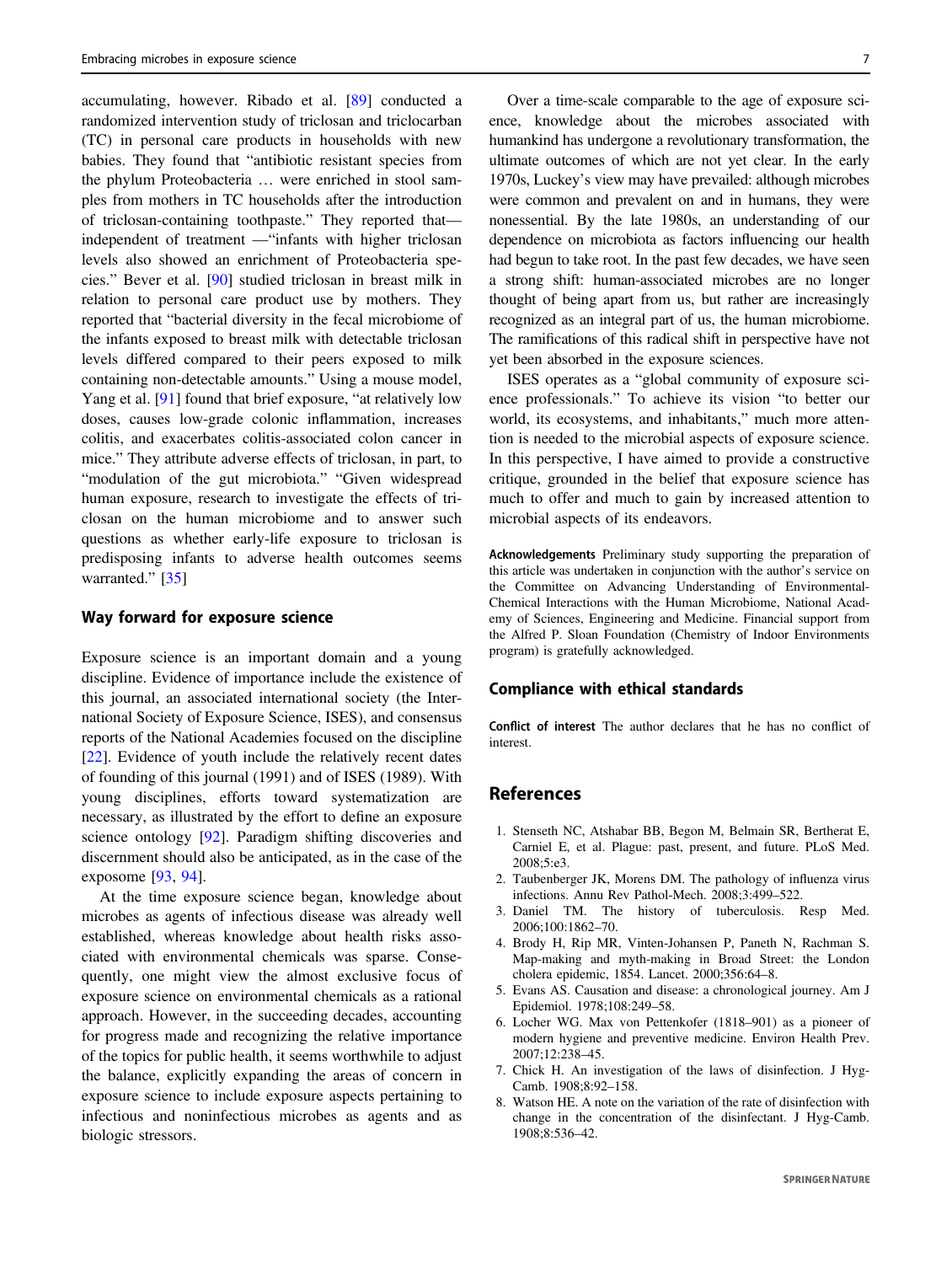accumulating, however. Ribado et al. [89] conducted a randomized intervention study of triclosan and triclocarban (TC) in personal care products in households with new babies. They found that "antibiotic resistant species from the phylum Proteobacteria … were enriched in stool samples from mothers in TC households after the introduction of triclosan-containing toothpaste." They reported that—independent of treatment —"infants with higher triclosan levels also showed an enrichment of Proteobacteria species." Bever et al. [90] studied triclosan in breast milk in relation to personal care product use by mothers. They reported that "bacterial diversity in the fecal microbiome of the infants exposed to breast milk with detectable triclosan levels differed compared to their peers exposed to milk containing non-detectable amounts." Using a mouse model, Yang et al. [91] found that brief exposure, "at relatively low doses, causes low-grade colonic inflammation, increases colitis, and exacerbates colitis-associated colon cancer in mice." They attribute adverse effects of triclosan, in part, to "modulation of the gut microbiota." "Given widespread human exposure, research to investigate the effects of triclosan on the human microbiome and to answer such questions as whether early-life exposure to triclosan is predisposing infants to adverse health outcomes seems warranted." [35]

## Way forward for exposure science

Exposure science is an important domain and a young discipline. Evidence of importance include the existence of this journal, an associated international society (the International Society of Exposure Science, ISES), and consensus reports of the National Academies focused on the discipline [22]. Evidence of youth include the relatively recent dates of founding of this journal (1991) and of ISES (1989). With young disciplines, efforts toward systematization are necessary, as illustrated by the effort to define an exposure science ontology [92]. Paradigm shifting discoveries and discernment should also be anticipated, as in the case of the exposome [93, 94].

At the time exposure science began, knowledge about microbes as agents of infectious disease was already well established, whereas knowledge about health risks associated with environmental chemicals was sparse. Consequently, one might view the almost exclusive focus of exposure science on environmental chemicals as a rational approach. However, in the succeeding decades, accounting for progress made and recognizing the relative importance of the topics for public health, it seems worthwhile to adjust the balance, explicitly expanding the areas of concern in exposure science to include exposure aspects pertaining to infectious and noninfectious microbes as agents and as biologic stressors.

Over a time-scale comparable to the age of exposure science, knowledge about the microbes associated with humankind has undergone a revolutionary transformation, the ultimate outcomes of which are not yet clear. In the early 1970s, Luckey's view may have prevailed: although microbes were common and prevalent on and in humans, they were nonessential. By the late 1980s, an understanding of our dependence on microbiota as factors influencing our health had begun to take root. In the past few decades, we have seen a strong shift: human-associated microbes are no longer thought of being apart from us, but rather are increasingly recognized as an integral part of us, the human microbiome. The ramifications of this radical shift in perspective have not yet been absorbed in the exposure sciences.

ISES operates as a "global community of exposure science professionals." To achieve its vision "to better our world, its ecosystems, and inhabitants," much more attention is needed to the microbial aspects of exposure science. In this perspective, I have aimed to provide a constructive critique, grounded in the belief that exposure science has much to offer and much to gain by increased attention to microbial aspects of its endeavors.

**Acknowledgements** Preliminary study supporting the preparation of this article was undertaken in conjunction with the author's service on the Committee on Advancing Understanding of Environmental-Chemical Interactions with the Human Microbiome, National Academy of Sciences, Engineering and Medicine. Financial support from the Alfred P. Sloan Foundation (Chemistry of Indoor Environments program) is gratefully acknowledged.

## Compliance with ethical standards

**Conflict of interest** The author declares that he has no conflict of interest.

## References

1. Stenseth NC, Atshabar BB, Begon M, Belmain SR, Bertherat E, Carniel E, et al. Plague: past, present, and future. PLoS Med. 2008;5:e3.
2. Taubenberger JK, Morens DM. The pathology of influenza virus infections. Annu Rev Pathol-Mech. 2008;3:499–522.
3. Daniel TM. The history of tuberculosis. Resp Med. 2006;100:1862–70.
4. Brody H, Rip MR, Vinten-Johansen P, Paneth N, Rachman S. Map-making and myth-making in Broad Street: the London cholera epidemic, 1854. Lancet. 2000;356:64–8.
5. Evans AS. Causation and disease: a chronological journey. Am J Epidemiol. 1978;108:249–58.
6. Locher WG. Max von Pettenkofer (1818–901) as a pioneer of modern hygiene and preventive medicine. Environ Health Prev. 2007;12:238–45.
7. Chick H. An investigation of the laws of disinfection. J Hyg-Camb. 1908;8:92–158.
8. Watson HE. A note on the variation of the rate of disinfection with change in the concentration of the disinfectant. J Hyg-Camb. 1908;8:536–42.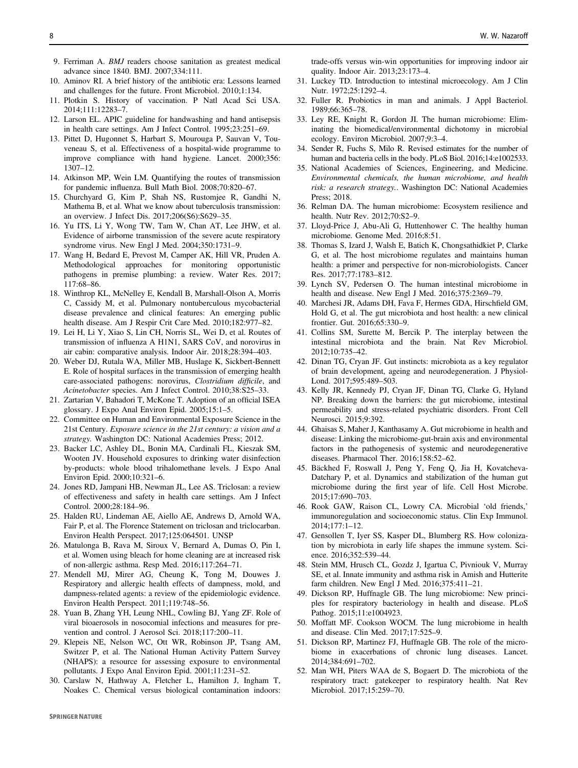9. Ferriman A. *BMJ* readers choose sanitation as greatest medical advance since 1840. BMJ. 2007;334:111.
10. Aminov RI. A brief history of the antibiotic era: Lessons learned and challenges for the future. Front Microbiol. 2010;1:134.
11. Plotkin S. History of vaccination. P Natl Acad Sci USA. 2014;111:12283–7.
12. Larson EL. APIC guideline for handwashing and hand antisepsis in health care settings. Am J Infect Control. 1995;23:251–69.
13. Pittet D, Hugonnet S, Harbart S, Mourouga P, Sauvan V, Touveneau S, et al. Effectiveness of a hospital-wide programme to improve compliance with hand hygiene. Lancet. 2000;356: 1307–12.
14. Atkinson MP, Wein LM. Quantifying the routes of transmission for pandemic influenza. Bull Math Biol. 2008;70:820–67.
15. Churchyard G, Kim P, Shah NS, Rustomjee R, Gandhi N, Mathema B, et al. What we know about tuberculosis transmission: an overview. J Infect Dis. 2017;206(S6):S629–35.
16. Yu ITS, Li Y, Wong TW, Tam W, Chan AT, Lee JHW, et al. Evidence of airborne transmission of the severe acute respiratory syndrome virus. New Engl J Med. 2004;350:1731–9.
17. Wang H, Bedard E, Prevost M, Camper AK, Hill VR, Pruden A. Methodological approaches for monitoring opportunistic pathogens in premise plumbing: a review. Water Res. 2017; 117:68–86.
18. Winthrop KL, McNelley E, Kendall B, Marshall-Olson A, Morris C, Cassidy M, et al. Pulmonary nontuberculous mycobacterial disease prevalence and clinical features: An emerging public health disease. Am J Respir Crit Care Med. 2010;182:977–82.
19. Lei H, Li Y, Xiao S, Lin CH, Norris SL, Wei D, et al. Routes of transmission of influenza A H1N1, SARS CoV, and norovirus in air cabin: comparative analysis. Indoor Air. 2018;28:394–403.
20. Weber DJ, Rutala WA, Miller MB, Huslage K, Sickbert-Bennett E. Role of hospital surfaces in the transmission of emerging health care-associated pathogens: norovirus, *Clostridium difficile*, and *Acinetobacter* species. Am J Infect Control. 2010;38:S25–33.
21. Zartarian V, Bahadori T, McKone T. Adoption of an official ISEA glossary. J Expo Anal Environ Epid. 2005;15:1–5.
22. Committee on Human and Environmental Exposure Science in the 21st Century. *Exposure science in the 21st century: a vision and a strategy.* Washington DC: National Academies Press; 2012.
23. Backer LC, Ashley DL, Bonin MA, Cardinali FL, Kieszak SM, Wooten JV. Household exposures to drinking water disinfection by-products: whole blood trihalomethane levels. J Expo Anal Environ Epid. 2000;10:321–6.
24. Jones RD, Jampani HB, Newman JL, Lee AS. Triclosan: a review of effectiveness and safety in health care settings. Am J Infect Control. 2000;28:184–96.
25. Halden RU, Lindeman AE, Aiello AE, Andrews D, Arnold WA, Fair P, et al. The Florence Statement on triclosan and triclocarban. Environ Health Perspect. 2017;125:064501. UNSP
26. Matulonga B, Rava M, Siroux V, Bernard A, Dumas O, Pin I, et al. Women using bleach for home cleaning are at increased risk of non-allergic asthma. Resp Med. 2016;117:264–71.
27. Mendell MJ, Mirer AG, Cheung K, Tong M, Douwes J. Respiratory and allergic health effects of dampness, mold, and dampness-related agents: a review of the epidemiologic evidence. Environ Health Perspect. 2011;119:748–56.
28. Yuan B, Zhang YH, Leung NHL, Cowling BJ, Yang ZF. Role of viral bioaerosols in nosocomial infections and measures for prevention and control. J Aerosol Sci. 2018;117:200–11.
29. Klepeis NE, Nelson WC, Ott WR, Robinson JP, Tsang AM, Switzer P, et al. The National Human Activity Pattern Survey (NHAPS): a resource for assessing exposure to environmental pollutants. J Expo Anal Environ Epid. 2001;11:231–52.
30. Carslaw N, Hathway A, Fletcher L, Hamilton J, Ingham T, Noakes C. Chemical versus biological contamination indoors: trade-offs versus win-win opportunities for improving indoor air quality. Indoor Air. 2013;23:173–4.
31. Luckey TD. Introduction to intestinal microecology. Am J Clin Nutr. 1972;25:1292–4.
32. Fuller R. Probiotics in man and animals. J Appl Bacteriol. 1989;66:365–78.
33. Ley RE, Knight R, Gordon JI. The human microbiome: Eliminating the biomedical/environmental dichotomy in microbial ecology. Environ Microbiol. 2007;9:3–4.
34. Sender R, Fuchs S, Milo R. Revised estimates for the number of human and bacteria cells in the body. PLoS Biol. 2016;14:e1002533.
35. National Academies of Sciences, Engineering, and Medicine. *Environmental chemicals, the human microbiome, and health risk: a research strategy.*. Washington DC: National Academies Press; 2018.
36. Relman DA. The human microbiome: Ecosystem resilience and health. Nutr Rev. 2012;70:S2–9.
37. Lloyd-Price J, Abu-Ali G, Huttenhower C. The healthy human microbiome. Genome Med. 2016;8:51.
38. Thomas S, Izard J, Walsh E, Batich K, Chongsathidkiet P, Clarke G, et al. The host microbiome regulates and maintains human health: a primer and perspective for non-microbiologists. Cancer Res. 2017;77:1783–812.
39. Lynch SV, Pedersen O. The human intestinal microbiome in health and disease. New Engl J Med. 2016;375:2369–79.
40. Marchesi JR, Adams DH, Fava F, Hermes GDA, Hirschfield GM, Hold G, et al. The gut microbiota and host health: a new clinical frontier. Gut. 2016;65:330–9.
41. Collins SM, Surette M, Bercik P. The interplay between the intestinal microbiota and the brain. Nat Rev Microbiol. 2012;10:735–42.
42. Dinan TG, Cryan JF. Gut instincts: microbiota as a key regulator of brain development, ageing and neurodegeneration. J Physiol-Lond. 2017;595:489–503.
43. Kelly JR, Kennedy PJ, Cryan JF, Dinan TG, Clarke G, Hyland NP. Breaking down the barriers: the gut microbiome, intestinal permeability and stress-related psychiatric disorders. Front Cell Neurosci. 2015;9:392.
44. Ghaisas S, Maher J, Kanthasamy A. Gut microbiome in health and disease: Linking the microbiome-gut-brain axis and environmental factors in the pathogenesis of systemic and neurodegenerative diseases. Pharmacol Ther. 2016;158:52–62.
45. Bäckhed F, Roswall J, Peng Y, Feng Q, Jia H, Kovatcheva-Datchary P, et al. Dynamics and stabilization of the human gut microbiome during the first year of life. Cell Host Microbe. 2015;17:690–703.
46. Rook GAW, Raison CL, Lowry CA. Microbial 'old friends,' immunoregulation and socioeconomic status. Clin Exp Immunol. 2014;177:1–12.
47. Gensollen T, Iyer SS, Kasper DL, Blumberg RS. How colonization by microbiota in early life shapes the immune system. Science. 2016;352:539–44.
48. Stein MM, Hrusch CL, Gozdz J, Igartua C, Pivniouk V, Murray SE, et al. Innate immunity and asthma risk in Amish and Hutterite farm children. New Engl J Med. 2016;375:411–21.
49. Dickson RP, Huffnagle GB. The lung microbiome: New principles for respiratory bacteriology in health and disease. PLoS Pathog. 2015;11:e1004923.
50. Moffatt MF. Cookson WOCM. The lung microbiome in health and disease. Clin Med. 2017;17:525–9.
51. Dickson RP, Martinez FJ, Huffnagle GB. The role of the microbiome in exacerbations of chronic lung diseases. Lancet. 2014;384:691–702.
52. Man WH, Piters WAA de S, Bogaert D. The microbiota of the respiratory tract: gatekeeper to respiratory health. Nat Rev Microbiol. 2017;15:259–70.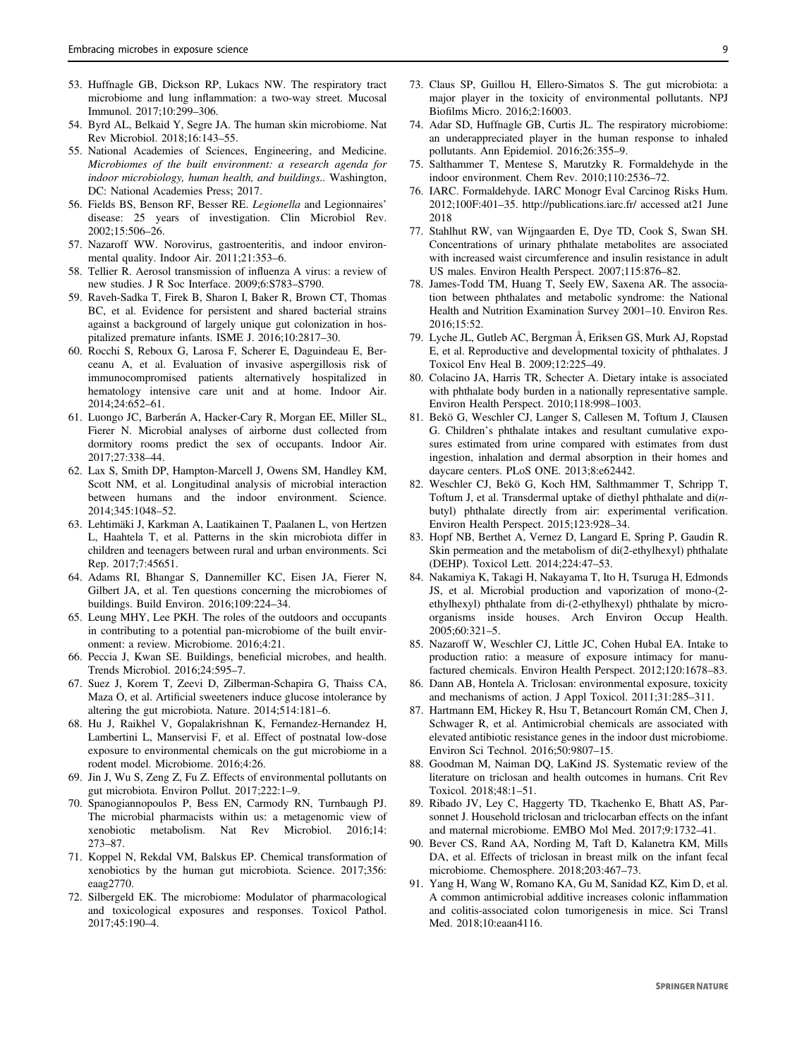53. Huffnagle GB, Dickson RP, Lukacs NW. The respiratory tract microbiome and lung inflammation: a two-way street. Mucosal Immunol. 2017;10:299–306.
54. Byrd AL, Belkaid Y, Segre JA. The human skin microbiome. Nat Rev Microbiol. 2018;16:143–55.
55. National Academies of Sciences, Engineering, and Medicine. *Microbiomes of the built environment: a research agenda for indoor microbiology, human health, and buildings.*. Washington, DC: National Academies Press; 2017.
56. Fields BS, Benson RF, Besser RE. *Legionella* and Legionnaires' disease: 25 years of investigation. Clin Microbiol Rev. 2002;15:506–26.
57. Nazaroff WW. Norovirus, gastroenteritis, and indoor environmental quality. Indoor Air. 2011;21:353–6.
58. Tellier R. Aerosol transmission of influenza A virus: a review of new studies. J R Soc Interface. 2009;6:S783–S790.
59. Raveh-Sadka T, Firek B, Sharon I, Baker R, Brown CT, Thomas BC, et al. Evidence for persistent and shared bacterial strains against a background of largely unique gut colonization in hospitalized premature infants. ISME J. 2016;10:2817–30.
60. Rocchi S, Reboux G, Larosa F, Scherer E, Daguindeau E, Berceanu A, et al. Evaluation of invasive aspergillosis risk of immunocompromised patients alternatively hospitalized in hematology intensive care unit and at home. Indoor Air. 2014;24:652–61.
61. Luongo JC, Barberán A, Hacker-Cary R, Morgan EE, Miller SL, Fierer N. Microbial analyses of airborne dust collected from dormitory rooms predict the sex of occupants. Indoor Air. 2017;27:338–44.
62. Lax S, Smith DP, Hampton-Marcell J, Owens SM, Handley KM, Scott NM, et al. Longitudinal analysis of microbial interaction between humans and the indoor environment. Science. 2014;345:1048–52.
63. Lehtimäki J, Karkman A, Laatikainen T, Paalanen L, von Hertzen L, Haahtela T, et al. Patterns in the skin microbiota differ in children and teenagers between rural and urban environments. Sci Rep. 2017;7:45651.
64. Adams RI, Bhangar S, Dannemiller KC, Eisen JA, Fierer N, Gilbert JA, et al. Ten questions concerning the microbiomes of buildings. Build Environ. 2016;109:224–34.
65. Leung MHY, Lee PKH. The roles of the outdoors and occupants in contributing to a potential pan-microbiome of the built environment: a review. Microbiome. 2016;4:21.
66. Peccia J, Kwan SE. Buildings, beneficial microbes, and health. Trends Microbiol. 2016;24:595–7.
67. Suez J, Korem T, Zeevi D, Zilberman-Schapira G, Thaiss CA, Maza O, et al. Artificial sweeteners induce glucose intolerance by altering the gut microbiota. Nature. 2014;514:181–6.
68. Hu J, Raikhel V, Gopalakrishnan K, Fernandez-Hernandez H, Lambertini L, Manservisi F, et al. Effect of postnatal low-dose exposure to environmental chemicals on the gut microbiome in a rodent model. Microbiome. 2016;4:26.
69. Jin J, Wu S, Zeng Z, Fu Z. Effects of environmental pollutants on gut microbiota. Environ Pollut. 2017;222:1–9.
70. Spanogiannopoulos P, Bess EN, Carmody RN, Turnbaugh PJ. The microbial pharmacists within us: a metagenomic view of xenobiotic metabolism. Nat Rev Microbiol. 2016;14:273–87.
71. Koppel N, Rekdal VM, Balskus EP. Chemical transformation of xenobiotics by the human gut microbiota. Science. 2017;356:eaag2770.
72. Silbergeld EK. The microbiome: Modulator of pharmacological and toxicological exposures and responses. Toxicol Pathol. 2017;45:190–4.
73. Claus SP, Guillou H, Ellero-Simatos S. The gut microbiota: a major player in the toxicity of environmental pollutants. NPJ Biofilms Micro. 2016;2:16003.
74. Adar SD, Huffnagle GB, Curtis JL. The respiratory microbiome: an underappreciated player in the human response to inhaled pollutants. Ann Epidemiol. 2016;26:355–9.
75. Salthammer T, Mentese S, Marutzky R. Formaldehyde in the indoor environment. Chem Rev. 2010;110:2536–72.
76. IARC. Formaldehyde. IARC Monogr Eval Carcinog Risks Hum. 2012;100F:401–35. http://publications.iarc.fr/ accessed at21 June 2018
77. Stahlhut RW, van Wijngaarden E, Dye TD, Cook S, Swan SH. Concentrations of urinary phthalate metabolites are associated with increased waist circumference and insulin resistance in adult US males. Environ Health Perspect. 2007;115:876–82.
78. James-Todd TM, Huang T, Seely EW, Saxena AR. The association between phthalates and metabolic syndrome: the National Health and Nutrition Examination Survey 2001–10. Environ Res. 2016;15:52.
79. Lyche JL, Gutleb AC, Bergman Å, Eriksen GS, Murk AJ, Ropstad E, et al. Reproductive and developmental toxicity of phthalates. J Toxicol Env Heal B. 2009;12:225–49.
80. Colacino JA, Harris TR, Schecter A. Dietary intake is associated with phthalate body burden in a nationally representative sample. Environ Health Perspect. 2010;118:998–1003.
81. Bekö G, Weschler CJ, Langer S, Callesen M, Toftum J, Clausen G. Children's phthalate intakes and resultant cumulative exposures estimated from urine compared with estimates from dust ingestion, inhalation and dermal absorption in their homes and daycare centers. PLoS ONE. 2013;8:e62442.
82. Weschler CJ, Bekö G, Koch HM, Salthmammer T, Schripp T, Toftum J, et al. Transdermal uptake of diethyl phthalate and di(*n*-butyl) phthalate directly from air: experimental verification. Environ Health Perspect. 2015;123:928–34.
83. Hopf NB, Berthet A, Vernez D, Langard E, Spring P, Gaudin R. Skin permeation and the metabolism of di(2-ethylhexyl) phthalate (DEHP). Toxicol Lett. 2014;224:47–53.
84. Nakamiya K, Takagi H, Nakayama T, Ito H, Tsuruga H, Edmonds JS, et al. Microbial production and vaporization of mono-(2-ethylhexyl) phthalate from di-(2-ethylhexyl) phthalate by microorganisms inside houses. Arch Environ Occup Health. 2005;60:321–5.
85. Nazaroff W, Weschler CJ, Little JC, Cohen Hubal EA. Intake to production ratio: a measure of exposure intimacy for manufactured chemicals. Environ Health Perspect. 2012;120:1678–83.
86. Dann AB, Hontela A. Triclosan: environmental exposure, toxicity and mechanisms of action. J Appl Toxicol. 2011;31:285–311.
87. Hartmann EM, Hickey R, Hsu T, Betancourt Román CM, Chen J, Schwager R, et al. Antimicrobial chemicals are associated with elevated antibiotic resistance genes in the indoor dust microbiome. Environ Sci Technol. 2016;50:9807–15.
88. Goodman M, Naiman DQ, LaKind JS. Systematic review of the literature on triclosan and health outcomes in humans. Crit Rev Toxicol. 2018;48:1–51.
89. Ribado JV, Ley C, Haggerty TD, Tkachenko E, Bhatt AS, Parsonnet J. Household triclosan and triclocarban effects on the infant and maternal microbiome. EMBO Mol Med. 2017;9:1732–41.
90. Bever CS, Rand AA, Nording M, Taft D, Kalanetra KM, Mills DA, et al. Effects of triclosan in breast milk on the infant fecal microbiome. Chemosphere. 2018;203:467–73.
91. Yang H, Wang W, Romano KA, Gu M, Sanidad KZ, Kim D, et al. A common antimicrobial additive increases colonic inflammation and colitis-associated colon tumorigenesis in mice. Sci Transl Med. 2018;10:eaan4116.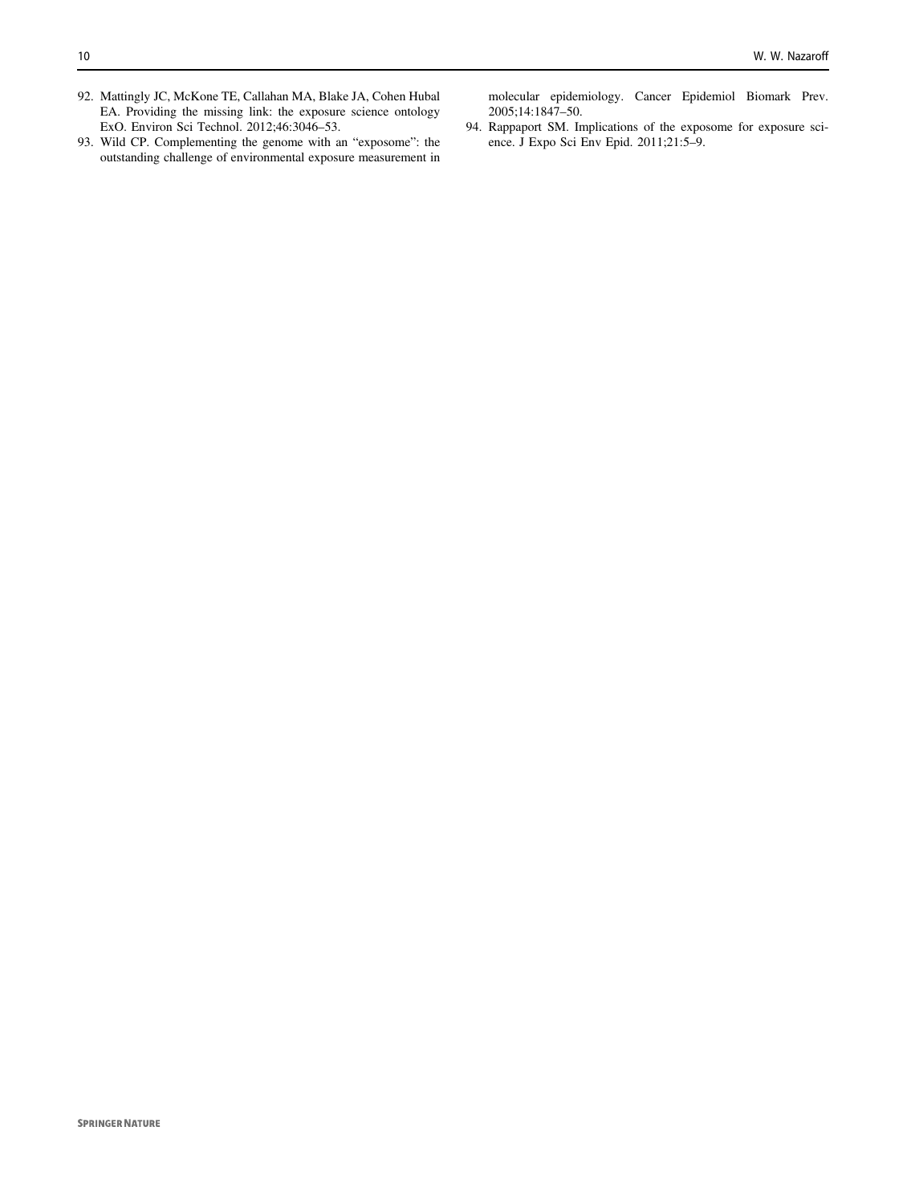92. Mattingly JC, McKone TE, Callahan MA, Blake JA, Cohen Hubal EA. Providing the missing link: the exposure science ontology ExO. Environ Sci Technol. 2012;46:3046–53.
93. Wild CP. Complementing the genome with an "exposome": the outstanding challenge of environmental exposure measurement in molecular epidemiology. Cancer Epidemiol Biomark Prev. 2005;14:1847–50.
94. Rappaport SM. Implications of the exposome for exposure science. J Expo Sci Env Epid. 2011;21:5–9.